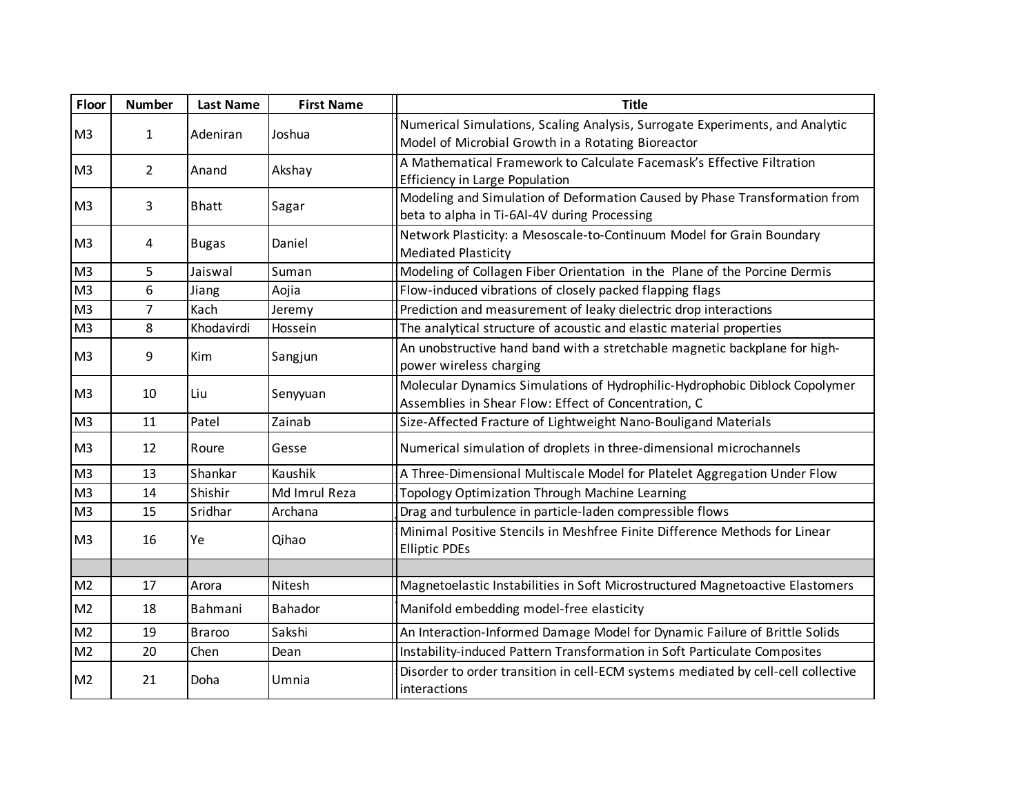| Floor | Number | Last Name | First Name | Title |
|---|---|---|---|---|
| M3 | 1 | Adeniran | Joshua | Numerical Simulations, Scaling Analysis, Surrogate Experiments, and Analytic Model of Microbial Growth in a Rotating Bioreactor |
| M3 | 2 | Anand | Akshay | A Mathematical Framework to Calculate Facemask's Effective Filtration Efficiency in Large Population |
| M3 | 3 | Bhatt | Sagar | Modeling and Simulation of Deformation Caused by Phase Transformation from beta to alpha in Ti-6Al-4V during Processing |
| M3 | 4 | Bugas | Daniel | Network Plasticity: a Mesoscale-to-Continuum Model for Grain Boundary Mediated Plasticity |
| M3 | 5 | Jaiswal | Suman | Modeling of Collagen Fiber Orientation in the Plane of the Porcine Dermis |
| M3 | 6 | Jiang | Aojia | Flow-induced vibrations of closely packed flapping flags |
| M3 | 7 | Kach | Jeremy | Prediction and measurement of leaky dielectric drop interactions |
| M3 | 8 | Khodavirdi | Hossein | The analytical structure of acoustic and elastic material properties |
| M3 | 9 | Kim | Sangjun | An unobstructive hand band with a stretchable magnetic backplane for high-power wireless charging |
| M3 | 10 | Liu | Senyyuan | Molecular Dynamics Simulations of Hydrophilic-Hydrophobic Diblock Copolymer Assemblies in Shear Flow: Effect of Concentration, C |
| M3 | 11 | Patel | Zainab | Size-Affected Fracture of Lightweight Nano-Bouligand Materials |
| M3 | 12 | Roure | Gesse | Numerical simulation of droplets in three-dimensional microchannels |
| M3 | 13 | Shankar | Kaushik | A Three-Dimensional Multiscale Model for Platelet Aggregation Under Flow |
| M3 | 14 | Shishir | Md Imrul Reza | Topology Optimization Through Machine Learning |
| M3 | 15 | Sridhar | Archana | Drag and turbulence in particle-laden compressible flows |
| M3 | 16 | Ye | Qihao | Minimal Positive Stencils in Meshfree Finite Difference Methods for Linear Elliptic PDEs |
| | | | | |
| M2 | 17 | Arora | Nitesh | Magnetoelastic Instabilities in Soft Microstructured Magnetoactive Elastomers |
| M2 | 18 | Bahmani | Bahador | Manifold embedding model-free elasticity |
| M2 | 19 | Braroo | Sakshi | An Interaction-Informed Damage Model for Dynamic Failure of Brittle Solids |
| M2 | 20 | Chen | Dean | Instability-induced Pattern Transformation in Soft Particulate Composites |
| M2 | 21 | Doha | Umnia | Disorder to order transition in cell-ECM systems mediated by cell-cell collective interactions |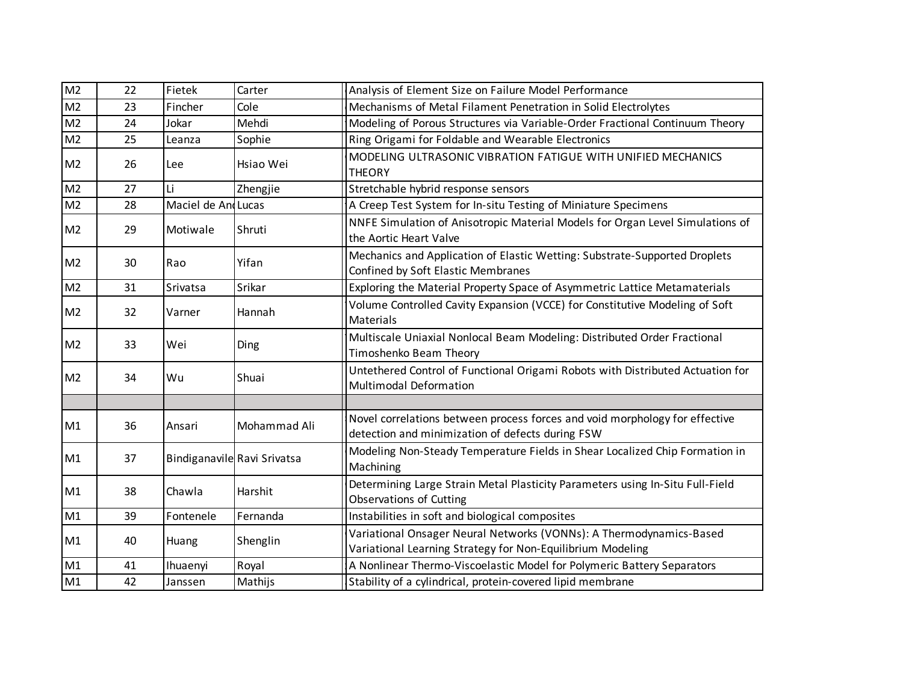| | | | | | |
|---|---|---|---|---|---|
| M2 | 22 | Fietek | Carter | | Analysis of Element Size on Failure Model Performance |
| M2 | 23 | Fincher | Cole | | Mechanisms of Metal Filament Penetration in Solid Electrolytes |
| M2 | 24 | Jokar | Mehdi | | Modeling of Porous Structures via Variable-Order Fractional Continuum Theory |
| M2 | 25 | Leanza | Sophie | | Ring Origami for Foldable and Wearable Electronics |
| M2 | 26 | Lee | Hsiao Wei | | MODELING ULTRASONIC VIBRATION FATIGUE WITH UNIFIED MECHANICS THEORY |
| M2 | 27 | Li | Zhengjie | | Stretchable hybrid response sensors |
| M2 | 28 | Maciel de An | Lucas | | A Creep Test System for In-situ Testing of Miniature Specimens |
| M2 | 29 | Motiwale | Shruti | | NNFE Simulation of Anisotropic Material Models for Organ Level Simulations of the Aortic Heart Valve |
| M2 | 30 | Rao | Yifan | | Mechanics and Application of Elastic Wetting: Substrate-Supported Droplets Confined by Soft Elastic Membranes |
| M2 | 31 | Srivatsa | Srikar | | Exploring the Material Property Space of Asymmetric Lattice Metamaterials |
| M2 | 32 | Varner | Hannah | | Volume Controlled Cavity Expansion (VCCE) for Constitutive Modeling of Soft Materials |
| M2 | 33 | Wei | Ding | | Multiscale Uniaxial Nonlocal Beam Modeling: Distributed Order Fractional Timoshenko Beam Theory |
| M2 | 34 | Wu | Shuai | | Untethered Control of Functional Origami Robots with Distributed Actuation for Multimodal Deformation |
| | | | | | |
| M1 | 36 | Ansari | Mohammad Ali | | Novel correlations between process forces and void morphology for effective detection and minimization of defects during FSW |
| M1 | 37 | Bindiganavile | Ravi Srivatsa | | Modeling Non-Steady Temperature Fields in Shear Localized Chip Formation in Machining |
| M1 | 38 | Chawla | Harshit | | Determining Large Strain Metal Plasticity Parameters using In-Situ Full-Field Observations of Cutting |
| M1 | 39 | Fontenele | Fernanda | | Instabilities in soft and biological composites |
| M1 | 40 | Huang | Shenglin | | Variational Onsager Neural Networks (VONNs): A Thermodynamics-Based Variational Learning Strategy for Non-Equilibrium Modeling |
| M1 | 41 | Ihuaenyi | Royal | | A Nonlinear Thermo-Viscoelastic Model for Polymeric Battery Separators |
| M1 | 42 | Janssen | Mathijs | | Stability of a cylindrical, protein-covered lipid membrane |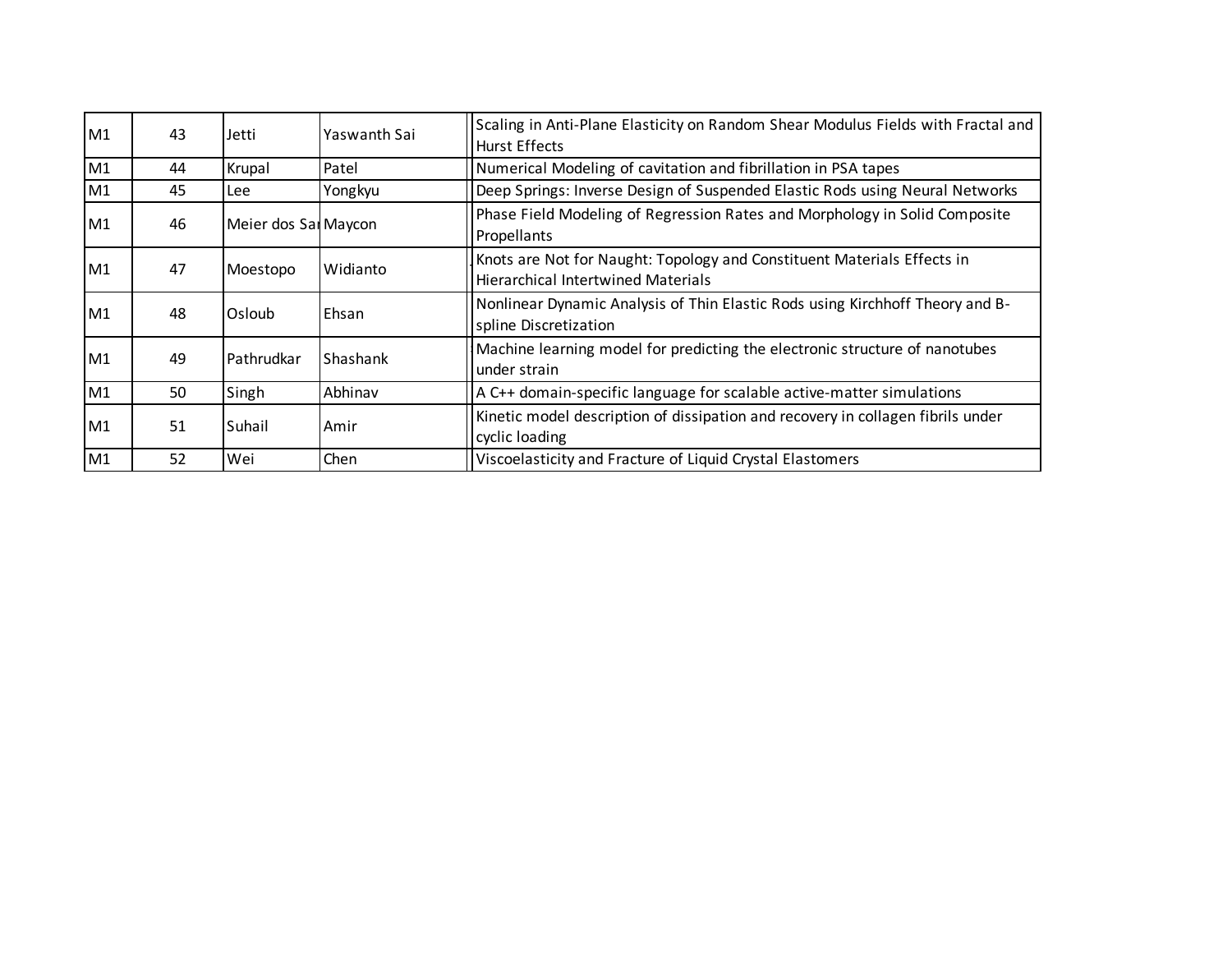| | | | | | |
|---|---|---|---|---|---|
| M1 | 43 | Jetti | Yaswanth Sai | | Scaling in Anti-Plane Elasticity on Random Shear Modulus Fields with Fractal and Hurst Effects |
| M1 | 44 | Krupal | Patel | | Numerical Modeling of cavitation and fibrillation in PSA tapes |
| M1 | 45 | Lee | Yongkyu | | Deep Springs: Inverse Design of Suspended Elastic Rods using Neural Networks |
| M1 | 46 | Meier dos Sa | Maycon | | Phase Field Modeling of Regression Rates and Morphology in Solid Composite Propellants |
| M1 | 47 | Moestopo | Widianto | | Knots are Not for Naught: Topology and Constituent Materials Effects in Hierarchical Intertwined Materials |
| M1 | 48 | Osloub | Ehsan | | Nonlinear Dynamic Analysis of Thin Elastic Rods using Kirchhoff Theory and B-spline Discretization |
| M1 | 49 | Pathrudkar | Shashank | | Machine learning model for predicting the electronic structure of nanotubes under strain |
| M1 | 50 | Singh | Abhinav | | A C++ domain-specific language for scalable active-matter simulations |
| M1 | 51 | Suhail | Amir | | Kinetic model description of dissipation and recovery in collagen fibrils under cyclic loading |
| M1 | 52 | Wei | Chen | | Viscoelasticity and Fracture of Liquid Crystal Elastomers |